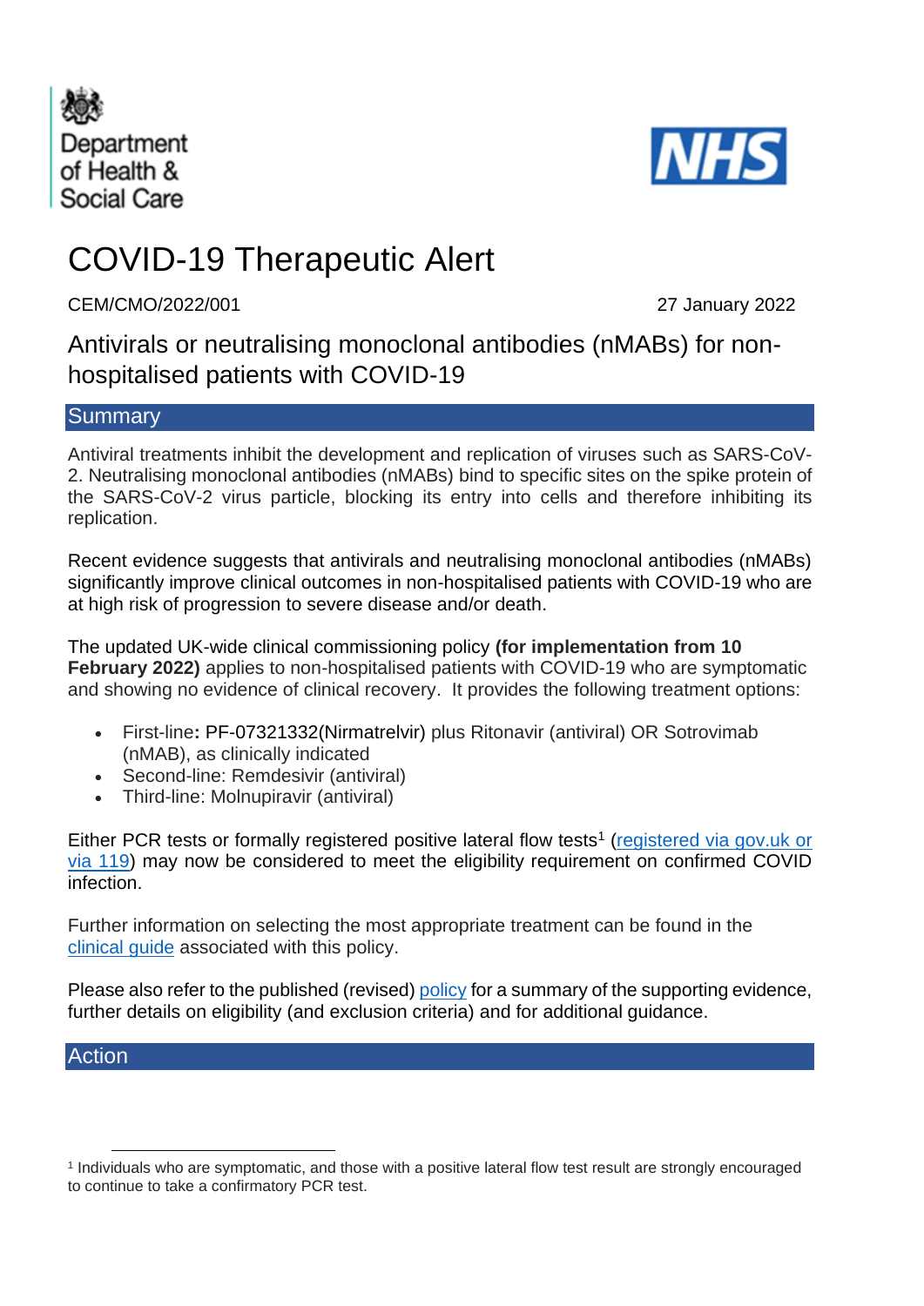Department of Health & Social Care

NHS

# COVID-19 Therapeutic Alert

CEM/CMO/2022/001 27 January 2022

## Antivirals or neutralising monoclonal antibodies (nMABs) for non-hospitalised patients with COVID-19

## Summary

Antiviral treatments inhibit the development and replication of viruses such as SARS-CoV-2. Neutralising monoclonal antibodies (nMABs) bind to specific sites on the spike protein of the SARS-CoV-2 virus particle, blocking its entry into cells and therefore inhibiting its replication.

Recent evidence suggests that antivirals and neutralising monoclonal antibodies (nMABs) significantly improve clinical outcomes in non-hospitalised patients with COVID-19 who are at high risk of progression to severe disease and/or death.

The updated UK-wide clinical commissioning policy **(for implementation from 10 February 2022)** applies to non-hospitalised patients with COVID-19 who are symptomatic and showing no evidence of clinical recovery. It provides the following treatment options:

- First-line**:** PF-07321332(Nirmatrelvir) plus Ritonavir (antiviral) OR Sotrovimab (nMAB), as clinically indicated
- Second-line: Remdesivir (antiviral)
- Third-line: Molnupiravir (antiviral)

Either PCR tests or formally registered positive lateral flow tests[1] (registered via gov.uk or via 119) may now be considered to meet the eligibility requirement on confirmed COVID infection.

Further information on selecting the most appropriate treatment can be found in the clinical guide associated with this policy.

Please also refer to the published (revised) policy for a summary of the supporting evidence, further details on eligibility (and exclusion criteria) and for additional guidance.

## Action

[1] Individuals who are symptomatic, and those with a positive lateral flow test result are strongly encouraged to continue to take a confirmatory PCR test.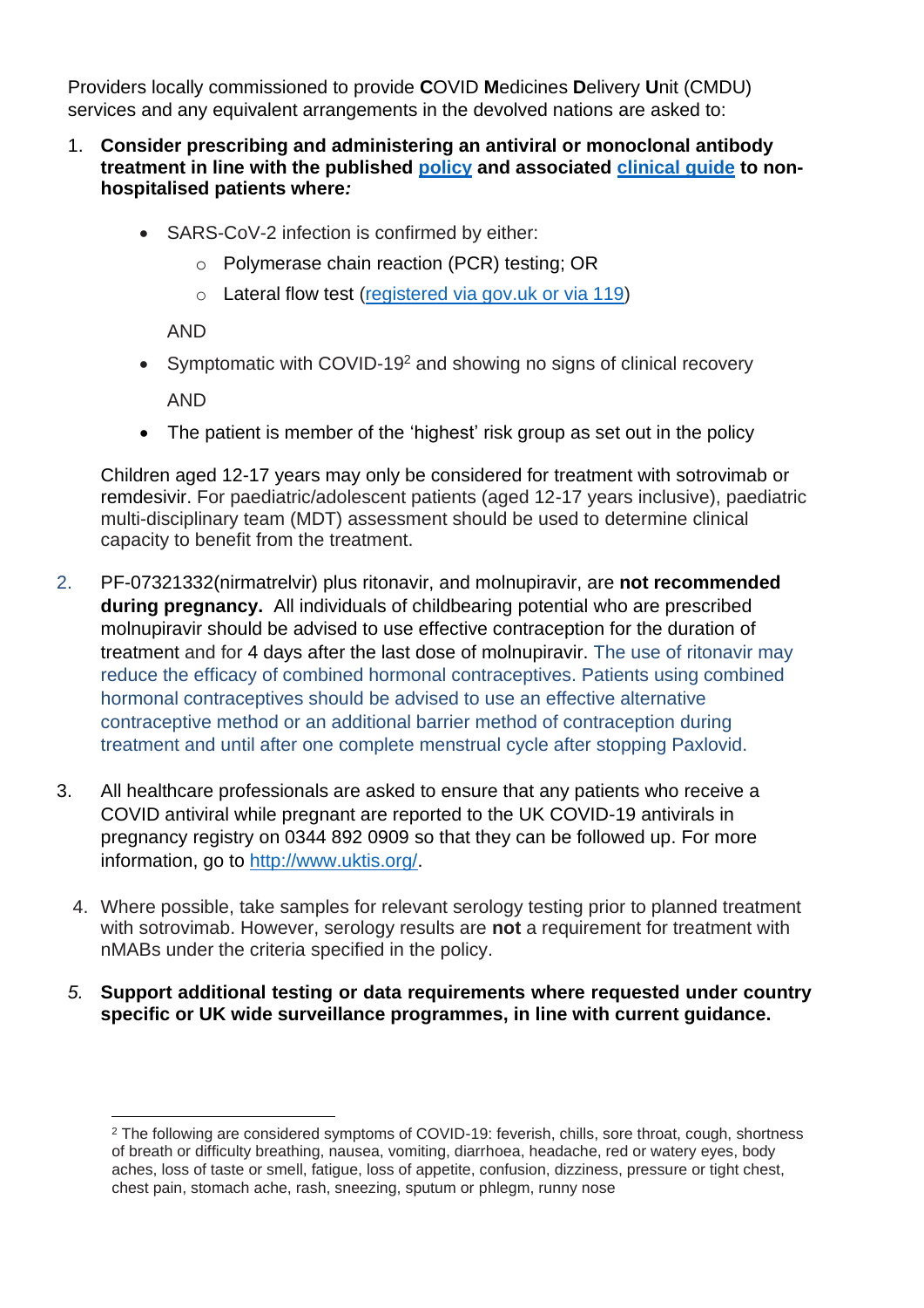Providers locally commissioned to provide **C**OVID **M**edicines **D**elivery **U**nit (CMDU) services and any equivalent arrangements in the devolved nations are asked to:

1. **Consider prescribing and administering an antiviral or monoclonal antibody treatment in line with the published [policy](#) and associated [clinical guide](#) to non-hospitalised patients where*:***

    - SARS-CoV-2 infection is confirmed by either:
        - Polymerase chain reaction (PCR) testing; OR
        - Lateral flow test ([registered via gov.uk or via 119](#))

      AND

    - Symptomatic with COVID-19[2] and showing no signs of clinical recovery

      AND

    - The patient is member of the 'highest' risk group as set out in the policy

    Children aged 12-17 years may only be considered for treatment with sotrovimab or remdesivir. For paediatric/adolescent patients (aged 12-17 years inclusive), paediatric multi-disciplinary team (MDT) assessment should be used to determine clinical capacity to benefit from the treatment.

2. PF-07321332(nirmatrelvir) plus ritonavir, and molnupiravir, are **not recommended during pregnancy.** All individuals of childbearing potential who are prescribed molnupiravir should be advised to use effective contraception for the duration of treatment and for 4 days after the last dose of molnupiravir. The use of ritonavir may reduce the efficacy of combined hormonal contraceptives. Patients using combined hormonal contraceptives should be advised to use an effective alternative contraceptive method or an additional barrier method of contraception during treatment and until after one complete menstrual cycle after stopping Paxlovid.

3. All healthcare professionals are asked to ensure that any patients who receive a COVID antiviral while pregnant are reported to the UK COVID-19 antivirals in pregnancy registry on 0344 892 0909 so that they can be followed up. For more information, go to [http://www.uktis.org/](http://www.uktis.org/).

4. Where possible, take samples for relevant serology testing prior to planned treatment with sotrovimab. However, serology results are **not** a requirement for treatment with nMABs under the criteria specified in the policy.

5. **Support additional testing or data requirements where requested under country specific or UK wide surveillance programmes, in line with current guidance.**

---

[2] The following are considered symptoms of COVID-19: feverish, chills, sore throat, cough, shortness of breath or difficulty breathing, nausea, vomiting, diarrhoea, headache, red or watery eyes, body aches, loss of taste or smell, fatigue, loss of appetite, confusion, dizziness, pressure or tight chest, chest pain, stomach ache, rash, sneezing, sputum or phlegm, runny nose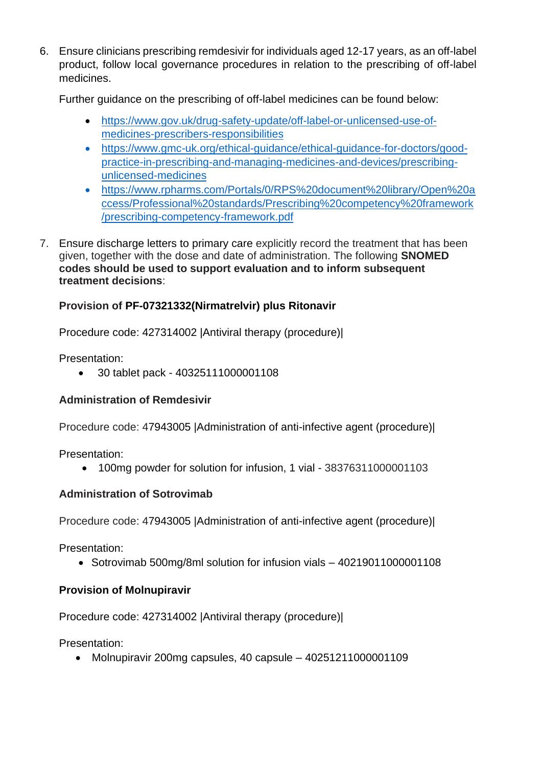6. Ensure clinicians prescribing remdesivir for individuals aged 12-17 years, as an off-label product, follow local governance procedures in relation to the prescribing of off-label medicines.

   Further guidance on the prescribing of off-label medicines can be found below:

   - https://www.gov.uk/drug-safety-update/off-label-or-unlicensed-use-of-medicines-prescribers-responsibilities
   - https://www.gmc-uk.org/ethical-guidance/ethical-guidance-for-doctors/good-practice-in-prescribing-and-managing-medicines-and-devices/prescribing-unlicensed-medicines
   - https://www.rpharms.com/Portals/0/RPS%20document%20library/Open%20access/Professional%20standards/Prescribing%20competency%20framework/prescribing-competency-framework.pdf

7. Ensure discharge letters to primary care explicitly record the treatment that has been given, together with the dose and date of administration. The following **SNOMED codes should be used to support evaluation and to inform subsequent treatment decisions**:

   **Provision of PF-07321332(Nirmatrelvir) plus Ritonavir**

   Procedure code: 427314002 |Antiviral therapy (procedure)|

   Presentation:
   - 30 tablet pack - 40325111000001108

   **Administration of Remdesivir**

   Procedure code: 47943005 |Administration of anti-infective agent (procedure)|

   Presentation:
   - 100mg powder for solution for infusion, 1 vial - 38376311000001103

   **Administration of Sotrovimab**

   Procedure code: 47943005 |Administration of anti-infective agent (procedure)|

   Presentation:
   - Sotrovimab 500mg/8ml solution for infusion vials – 40219011000001108

   **Provision of Molnupiravir**

   Procedure code: 427314002 |Antiviral therapy (procedure)|

   Presentation:
   - Molnupiravir 200mg capsules, 40 capsule – 40251211000001109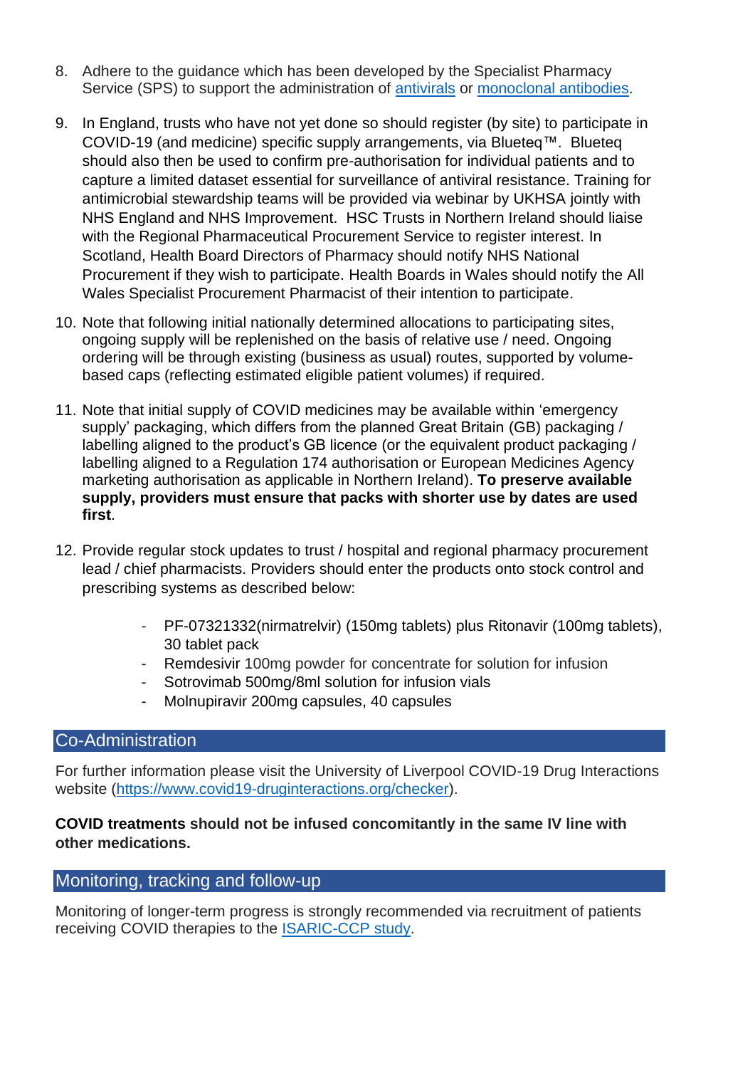8. Adhere to the guidance which has been developed by the Specialist Pharmacy Service (SPS) to support the administration of antivirals or monoclonal antibodies.

9. In England, trusts who have not yet done so should register (by site) to participate in COVID-19 (and medicine) specific supply arrangements, via Blueteq™. Blueteq should also then be used to confirm pre-authorisation for individual patients and to capture a limited dataset essential for surveillance of antiviral resistance. Training for antimicrobial stewardship teams will be provided via webinar by UKHSA jointly with NHS England and NHS Improvement. HSC Trusts in Northern Ireland should liaise with the Regional Pharmaceutical Procurement Service to register interest. In Scotland, Health Board Directors of Pharmacy should notify NHS National Procurement if they wish to participate. Health Boards in Wales should notify the All Wales Specialist Procurement Pharmacist of their intention to participate.

10. Note that following initial nationally determined allocations to participating sites, ongoing supply will be replenished on the basis of relative use / need. Ongoing ordering will be through existing (business as usual) routes, supported by volume-based caps (reflecting estimated eligible patient volumes) if required.

11. Note that initial supply of COVID medicines may be available within 'emergency supply' packaging, which differs from the planned Great Britain (GB) packaging / labelling aligned to the product's GB licence (or the equivalent product packaging / labelling aligned to a Regulation 174 authorisation or European Medicines Agency marketing authorisation as applicable in Northern Ireland). **To preserve available supply, providers must ensure that packs with shorter use by dates are used first**.

12. Provide regular stock updates to trust / hospital and regional pharmacy procurement lead / chief pharmacists. Providers should enter the products onto stock control and prescribing systems as described below:

    - PF-07321332(nirmatrelvir) (150mg tablets) plus Ritonavir (100mg tablets), 30 tablet pack
    - Remdesivir 100mg powder for concentrate for solution for infusion
    - Sotrovimab 500mg/8ml solution for infusion vials
    - Molnupiravir 200mg capsules, 40 capsules

## Co-Administration

For further information please visit the University of Liverpool COVID-19 Drug Interactions website (https://www.covid19-druginteractions.org/checker).

**COVID treatments should not be infused concomitantly in the same IV line with other medications.**

## Monitoring, tracking and follow-up

Monitoring of longer-term progress is strongly recommended via recruitment of patients receiving COVID therapies to the ISARIC-CCP study.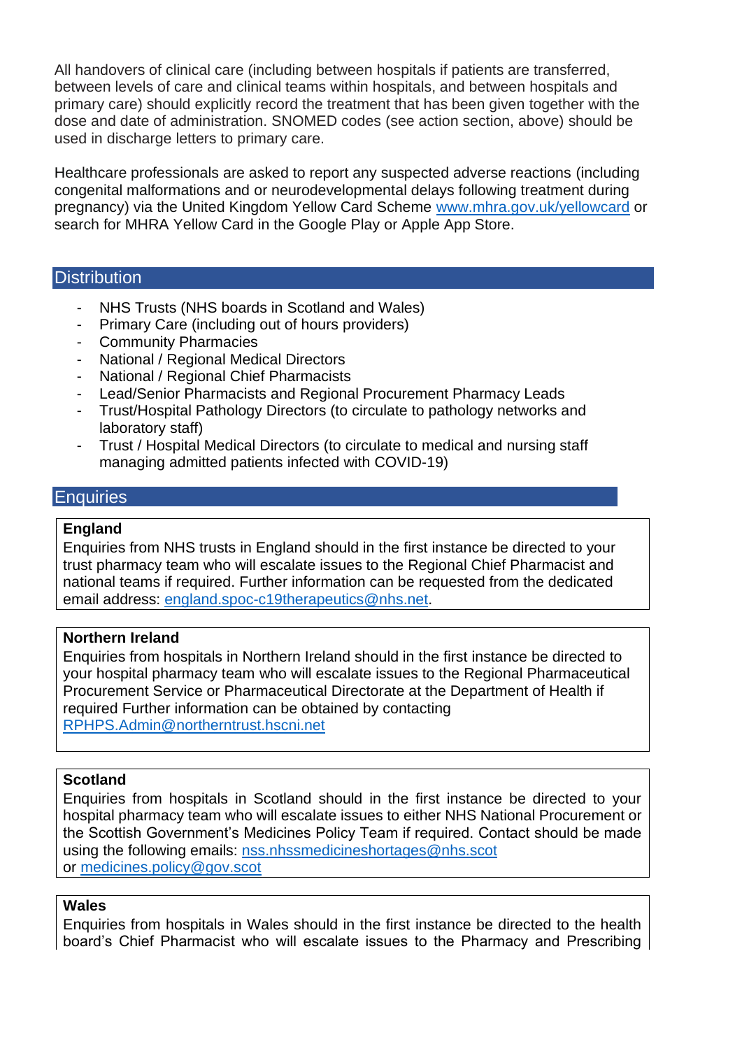All handovers of clinical care (including between hospitals if patients are transferred, between levels of care and clinical teams within hospitals, and between hospitals and primary care) should explicitly record the treatment that has been given together with the dose and date of administration. SNOMED codes (see action section, above) should be used in discharge letters to primary care.

Healthcare professionals are asked to report any suspected adverse reactions (including congenital malformations and or neurodevelopmental delays following treatment during pregnancy) via the United Kingdom Yellow Card Scheme [www.mhra.gov.uk/yellowcard](www.mhra.gov.uk/yellowcard) or search for MHRA Yellow Card in the Google Play or Apple App Store.

## Distribution

- NHS Trusts (NHS boards in Scotland and Wales)
- Primary Care (including out of hours providers)
- Community Pharmacies
- National / Regional Medical Directors
- National / Regional Chief Pharmacists
- Lead/Senior Pharmacists and Regional Procurement Pharmacy Leads
- Trust/Hospital Pathology Directors (to circulate to pathology networks and laboratory staff)
- Trust / Hospital Medical Directors (to circulate to medical and nursing staff managing admitted patients infected with COVID-19)

## Enquiries

**England**

Enquiries from NHS trusts in England should in the first instance be directed to your trust pharmacy team who will escalate issues to the Regional Chief Pharmacist and national teams if required. Further information can be requested from the dedicated email address: england.spoc-c19therapeutics@nhs.net.

**Northern Ireland**

Enquiries from hospitals in Northern Ireland should in the first instance be directed to your hospital pharmacy team who will escalate issues to the Regional Pharmaceutical Procurement Service or Pharmaceutical Directorate at the Department of Health if required Further information can be obtained by contacting RPHPS.Admin@northerntrust.hscni.net

**Scotland**

Enquiries from hospitals in Scotland should in the first instance be directed to your hospital pharmacy team who will escalate issues to either NHS National Procurement or the Scottish Government's Medicines Policy Team if required. Contact should be made using the following emails: nss.nhssmedicineshortages@nhs.scot or medicines.policy@gov.scot

**Wales**

Enquiries from hospitals in Wales should in the first instance be directed to the health board's Chief Pharmacist who will escalate issues to the Pharmacy and Prescribing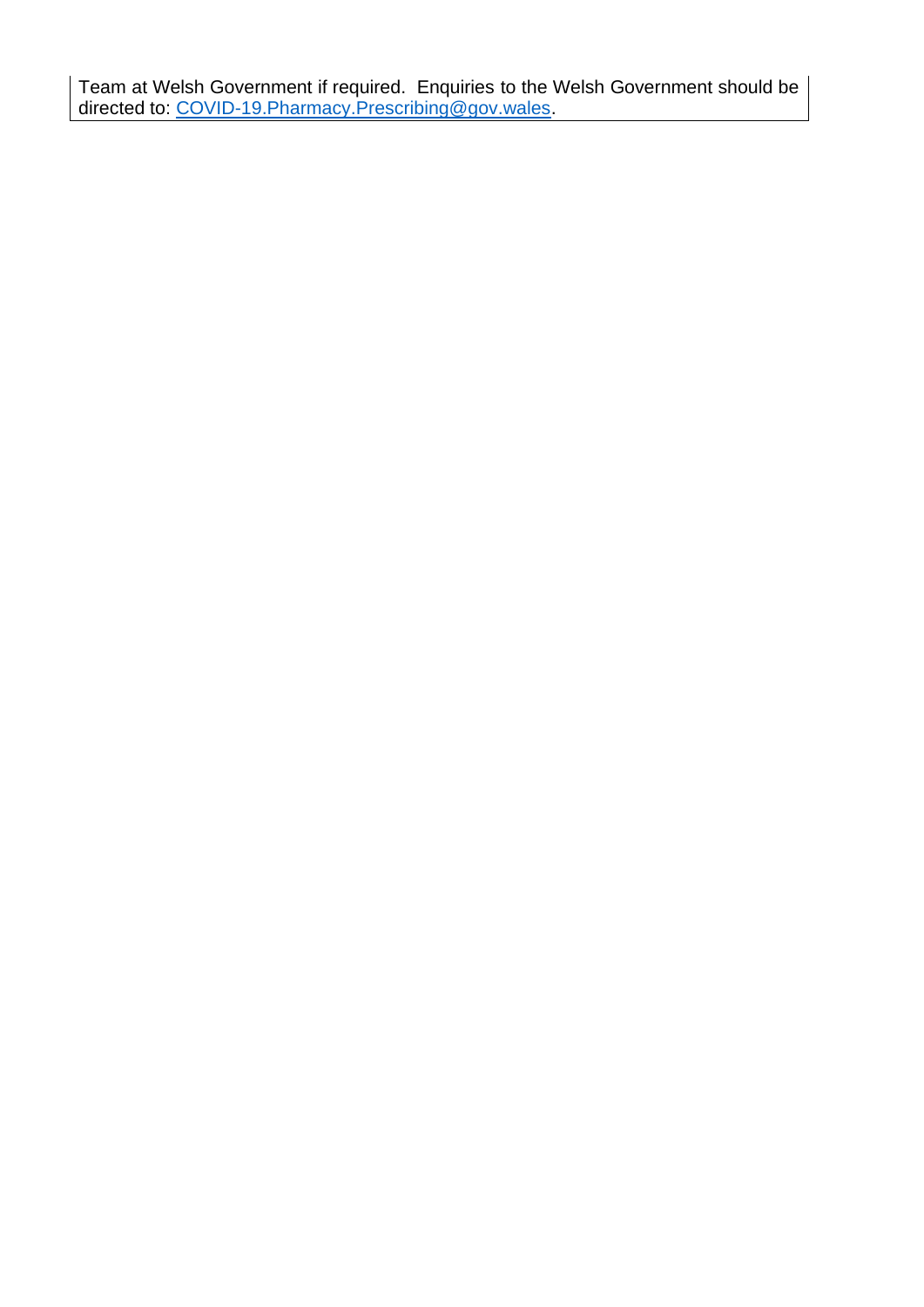Team at Welsh Government if required. Enquiries to the Welsh Government should be directed to: COVID-19.Pharmacy.Prescribing@gov.wales.